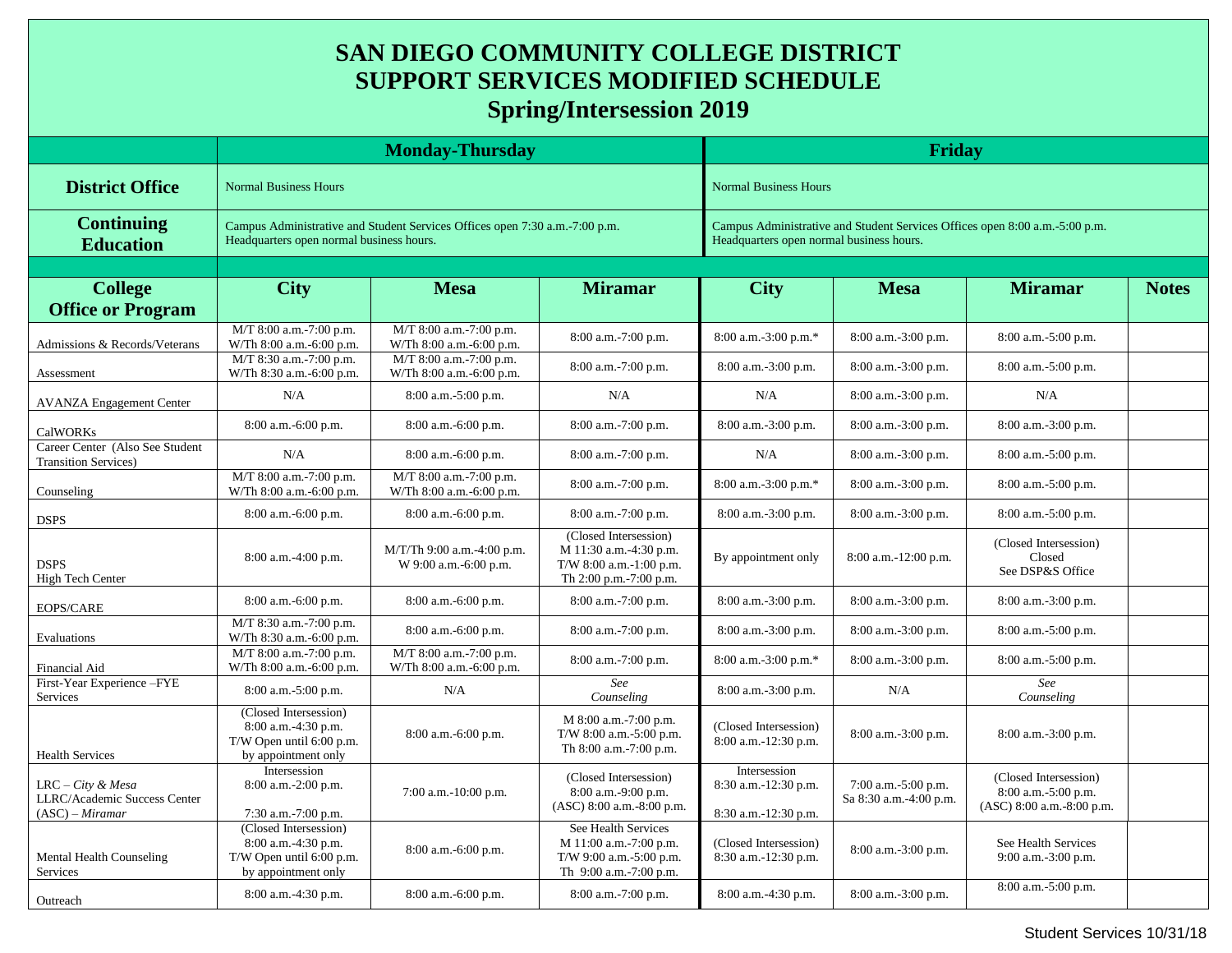# SAN DIEGO COMMUNITY COLLEGE DISTRICT
# SUPPORT SERVICES MODIFIED SCHEDULE
# Spring/Intersession 2019

| | Monday-Thursday | | | Friday | | | |
|---|---|---|---|---|---|---|---|
| **District Office** | Normal Business Hours | | | Normal Business Hours | | | |
| **Continuing Education** | Campus Administrative and Student Services Offices open 7:30 a.m.-7:00 p.m. Headquarters open normal business hours. | | | Campus Administrative and Student Services Offices open 8:00 a.m.-5:00 p.m. Headquarters open normal business hours. | | | |
| **College Office or Program** | **City** | **Mesa** | **Miramar** | **City** | **Mesa** | **Miramar** | **Notes** |
| Admissions & Records/Veterans | M/T 8:00 a.m.-7:00 p.m. W/Th 8:00 a.m.-6:00 p.m. | M/T 8:00 a.m.-7:00 p.m. W/Th 8:00 a.m.-6:00 p.m. | 8:00 a.m.-7:00 p.m. | 8:00 a.m.-3:00 p.m.* | 8:00 a.m.-3:00 p.m. | 8:00 a.m.-5:00 p.m. | |
| Assessment | M/T 8:30 a.m.-7:00 p.m. W/Th 8:30 a.m.-6:00 p.m. | M/T 8:00 a.m.-7:00 p.m. W/Th 8:00 a.m.-6:00 p.m. | 8:00 a.m.-7:00 p.m. | 8:00 a.m.-3:00 p.m. | 8:00 a.m.-3:00 p.m. | 8:00 a.m.-5:00 p.m. | |
| AVANZA Engagement Center | N/A | 8:00 a.m.-5:00 p.m. | N/A | N/A | 8:00 a.m.-3:00 p.m. | N/A | |
| CalWORKs | 8:00 a.m.-6:00 p.m. | 8:00 a.m.-6:00 p.m. | 8:00 a.m.-7:00 p.m. | 8:00 a.m.-3:00 p.m. | 8:00 a.m.-3:00 p.m. | 8:00 a.m.-3:00 p.m. | |
| Career Center (Also See Student Transition Services) | N/A | 8:00 a.m.-6:00 p.m. | 8:00 a.m.-7:00 p.m. | N/A | 8:00 a.m.-3:00 p.m. | 8:00 a.m.-5:00 p.m. | |
| Counseling | M/T 8:00 a.m.-7:00 p.m. W/Th 8:00 a.m.-6:00 p.m. | M/T 8:00 a.m.-7:00 p.m. W/Th 8:00 a.m.-6:00 p.m. | 8:00 a.m.-7:00 p.m. | 8:00 a.m.-3:00 p.m.* | 8:00 a.m.-3:00 p.m. | 8:00 a.m.-5:00 p.m. | |
| DSPS | 8:00 a.m.-6:00 p.m. | 8:00 a.m.-6:00 p.m. | 8:00 a.m.-7:00 p.m. | 8:00 a.m.-3:00 p.m. | 8:00 a.m.-3:00 p.m. | 8:00 a.m.-5:00 p.m. | |
| DSPS High Tech Center | 8:00 a.m.-4:00 p.m. | M/T/Th 9:00 a.m.-4:00 p.m. W 9:00 a.m.-6:00 p.m. | (Closed Intersession) M 11:30 a.m.-4:30 p.m. T/W 8:00 a.m.-1:00 p.m. Th 2:00 p.m.-7:00 p.m. | By appointment only | 8:00 a.m.-12:00 p.m. | (Closed Intersession) Closed See DSP&S Office | |
| EOPS/CARE | 8:00 a.m.-6:00 p.m. | 8:00 a.m.-6:00 p.m. | 8:00 a.m.-7:00 p.m. | 8:00 a.m.-3:00 p.m. | 8:00 a.m.-3:00 p.m. | 8:00 a.m.-3:00 p.m. | |
| Evaluations | M/T 8:30 a.m.-7:00 p.m. W/Th 8:30 a.m.-6:00 p.m. | 8:00 a.m.-6:00 p.m. | 8:00 a.m.-7:00 p.m. | 8:00 a.m.-3:00 p.m. | 8:00 a.m.-3:00 p.m. | 8:00 a.m.-5:00 p.m. | |
| Financial Aid | M/T 8:00 a.m.-7:00 p.m. W/Th 8:00 a.m.-6:00 p.m. | M/T 8:00 a.m.-7:00 p.m. W/Th 8:00 a.m.-6:00 p.m. | 8:00 a.m.-7:00 p.m. | 8:00 a.m.-3:00 p.m.* | 8:00 a.m.-3:00 p.m. | 8:00 a.m.-5:00 p.m. | |
| First-Year Experience –FYE Services | 8:00 a.m.-5:00 p.m. | N/A | *See Counseling* | 8:00 a.m.-3:00 p.m. | N/A | *See Counseling* | |
| Health Services | (Closed Intersession) 8:00 a.m.-4:30 p.m. T/W Open until 6:00 p.m. by appointment only | 8:00 a.m.-6:00 p.m. | M 8:00 a.m.-7:00 p.m. T/W 8:00 a.m.-5:00 p.m. Th 8:00 a.m.-7:00 p.m. | (Closed Intersession) 8:00 a.m.-12:30 p.m. | 8:00 a.m.-3:00 p.m. | 8:00 a.m.-3:00 p.m. | |
| LRC – *City & Mesa* LLRC/Academic Success Center (ASC) – *Miramar* | Intersession 8:00 a.m.-2:00 p.m. 7:30 a.m.-7:00 p.m. | 7:00 a.m.-10:00 p.m. | (Closed Intersession) 8:00 a.m.-9:00 p.m. (ASC) 8:00 a.m.-8:00 p.m. | Intersession 8:30 a.m.-12:30 p.m. 8:30 a.m.-12:30 p.m. | 7:00 a.m.-5:00 p.m. Sa 8:30 a.m.-4:00 p.m. | (Closed Intersession) 8:00 a.m.-5:00 p.m. (ASC) 8:00 a.m.-8:00 p.m. | |
| Mental Health Counseling Services | (Closed Intersession) 8:00 a.m.-4:30 p.m. T/W Open until 6:00 p.m. by appointment only | 8:00 a.m.-6:00 p.m. | See Health Services M 11:00 a.m.-7:00 p.m. T/W 9:00 a.m.-5:00 p.m. Th 9:00 a.m.-7:00 p.m. | (Closed Intersession) 8:30 a.m.-12:30 p.m. | 8:00 a.m.-3:00 p.m. | See Health Services 9:00 a.m.-3:00 p.m. | |
| Outreach | 8:00 a.m.-4:30 p.m. | 8:00 a.m.-6:00 p.m. | 8:00 a.m.-7:00 p.m. | 8:00 a.m.-4:30 p.m. | 8:00 a.m.-3:00 p.m. | 8:00 a.m.-5:00 p.m. | |

Student Services 10/31/18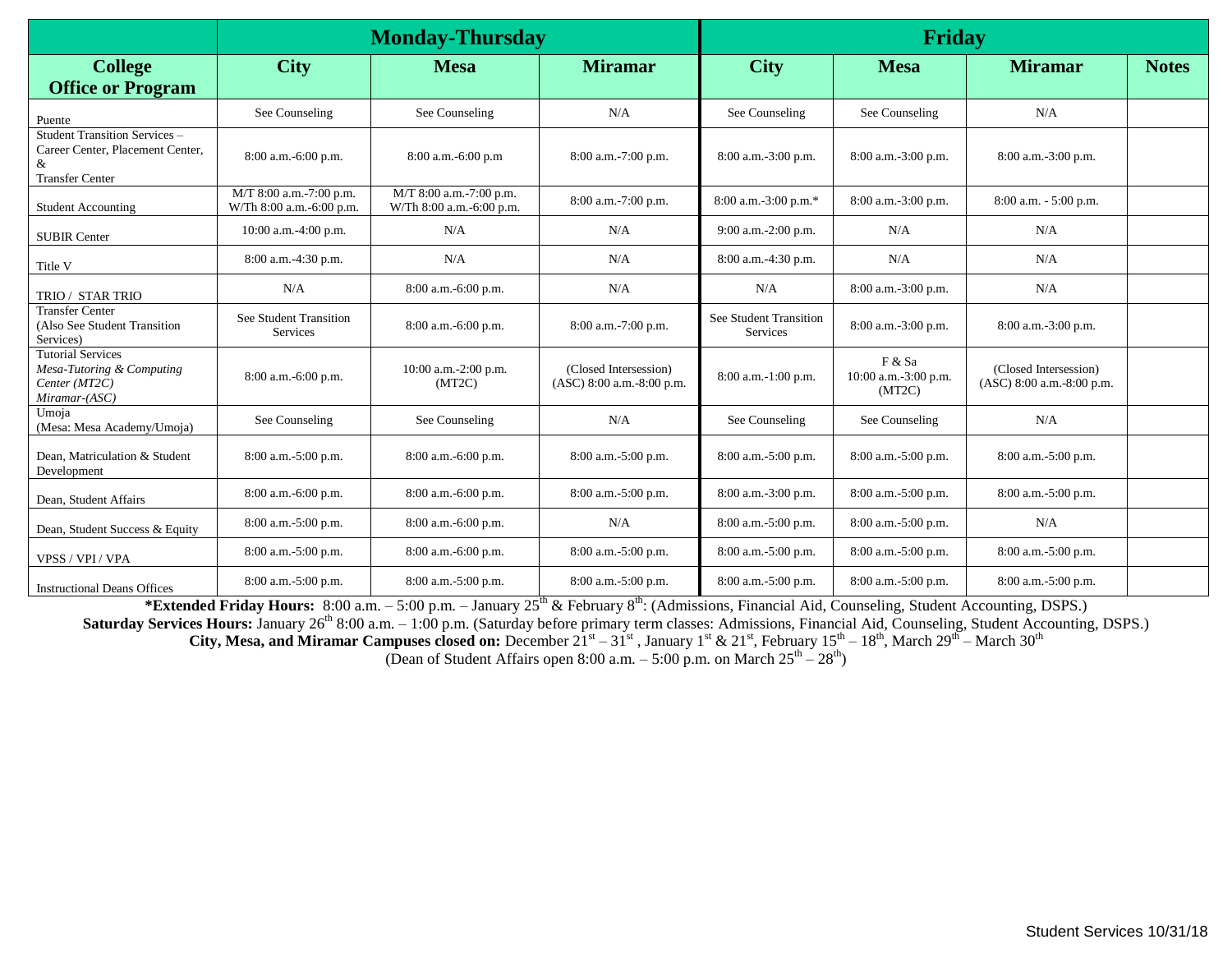| | Monday-Thursday | | | Friday | | | |
|---|---|---|---|---|---|---|---|
| **College Office or Program** | **City** | **Mesa** | **Miramar** | **City** | **Mesa** | **Miramar** | **Notes** |
| Puente | See Counseling | See Counseling | N/A | See Counseling | See Counseling | N/A | |
| Student Transition Services – Career Center, Placement Center, & Transfer Center | 8:00 a.m.-6:00 p.m. | 8:00 a.m.-6:00 p.m | 8:00 a.m.-7:00 p.m. | 8:00 a.m.-3:00 p.m. | 8:00 a.m.-3:00 p.m. | 8:00 a.m.-3:00 p.m. | |
| Student Accounting | M/T 8:00 a.m.-7:00 p.m. W/Th 8:00 a.m.-6:00 p.m. | M/T 8:00 a.m.-7:00 p.m. W/Th 8:00 a.m.-6:00 p.m. | 8:00 a.m.-7:00 p.m. | 8:00 a.m.-3:00 p.m.* | 8:00 a.m.-3:00 p.m. | 8:00 a.m. - 5:00 p.m. | |
| SUBIR Center | 10:00 a.m.-4:00 p.m. | N/A | N/A | 9:00 a.m.-2:00 p.m. | N/A | N/A | |
| Title V | 8:00 a.m.-4:30 p.m. | N/A | N/A | 8:00 a.m.-4:30 p.m. | N/A | N/A | |
| TRIO / STAR TRIO | N/A | 8:00 a.m.-6:00 p.m. | N/A | N/A | 8:00 a.m.-3:00 p.m. | N/A | |
| Transfer Center (Also See Student Transition Services) | See Student Transition Services | 8:00 a.m.-6:00 p.m. | 8:00 a.m.-7:00 p.m. | See Student Transition Services | 8:00 a.m.-3:00 p.m. | 8:00 a.m.-3:00 p.m. | |
| Tutorial Services *Mesa-Tutoring & Computing Center (MT2C)* *Miramar-(ASC)* | 8:00 a.m.-6:00 p.m. | 10:00 a.m.-2:00 p.m. (MT2C) | (Closed Intersession) (ASC) 8:00 a.m.-8:00 p.m. | 8:00 a.m.-1:00 p.m. | F & Sa 10:00 a.m.-3:00 p.m. (MT2C) | (Closed Intersession) (ASC) 8:00 a.m.-8:00 p.m. | |
| Umoja (Mesa: Mesa Academy/Umoja) | See Counseling | See Counseling | N/A | See Counseling | See Counseling | N/A | |
| Dean, Matriculation & Student Development | 8:00 a.m.-5:00 p.m. | 8:00 a.m.-6:00 p.m. | 8:00 a.m.-5:00 p.m. | 8:00 a.m.-5:00 p.m. | 8:00 a.m.-5:00 p.m. | 8:00 a.m.-5:00 p.m. | |
| Dean, Student Affairs | 8:00 a.m.-6:00 p.m. | 8:00 a.m.-6:00 p.m. | 8:00 a.m.-5:00 p.m. | 8:00 a.m.-3:00 p.m. | 8:00 a.m.-5:00 p.m. | 8:00 a.m.-5:00 p.m. | |
| Dean, Student Success & Equity | 8:00 a.m.-5:00 p.m. | 8:00 a.m.-6:00 p.m. | N/A | 8:00 a.m.-5:00 p.m. | 8:00 a.m.-5:00 p.m. | N/A | |
| VPSS / VPI / VPA | 8:00 a.m.-5:00 p.m. | 8:00 a.m.-6:00 p.m. | 8:00 a.m.-5:00 p.m. | 8:00 a.m.-5:00 p.m. | 8:00 a.m.-5:00 p.m. | 8:00 a.m.-5:00 p.m. | |
| Instructional Deans Offices | 8:00 a.m.-5:00 p.m. | 8:00 a.m.-5:00 p.m. | 8:00 a.m.-5:00 p.m. | 8:00 a.m.-5:00 p.m. | 8:00 a.m.-5:00 p.m. | 8:00 a.m.-5:00 p.m. | |

**\*Extended Friday Hours:** 8:00 a.m. – 5:00 p.m. – January 25th & February 8th: (Admissions, Financial Aid, Counseling, Student Accounting, DSPS.)

**Saturday Services Hours:** January 26th 8:00 a.m. – 1:00 p.m. (Saturday before primary term classes: Admissions, Financial Aid, Counseling, Student Accounting, DSPS.)

**City, Mesa, and Miramar Campuses closed on:** December 21st – 31st , January 1st & 21st, February 15th – 18th, March 29th – March 30th

(Dean of Student Affairs open 8:00 a.m. – 5:00 p.m. on March 25th – 28th)

Student Services 10/31/18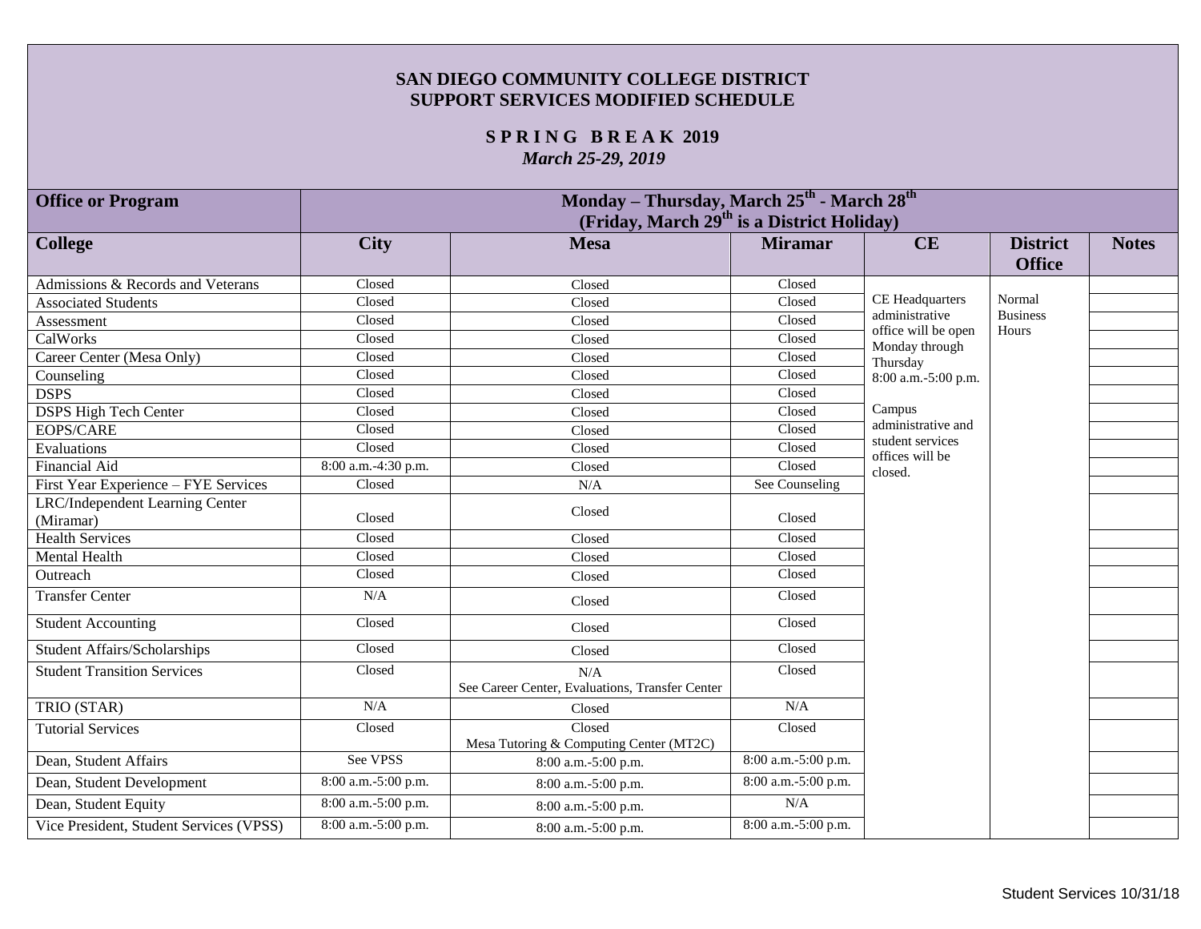## SAN DIEGO COMMUNITY COLLEGE DISTRICT
## SUPPORT SERVICES MODIFIED SCHEDULE

### SPRING BREAK 2019
*March 25-29, 2019*

| Office or Program | Monday – Thursday, March 25th - March 28th (Friday, March 29th is a District Holiday) | | | | | |
|---|---|---|---|---|---|---|
| **College** | **City** | **Mesa** | **Miramar** | **CE** | **District Office** | **Notes** |
| Admissions & Records and Veterans | Closed | Closed | Closed | CE Headquarters administrative office will be open Monday through Thursday 8:00 a.m.-5:00 p.m.<br><br>Campus administrative and student services offices will be closed. | Normal Business Hours | |
| Associated Students | Closed | Closed | Closed | | | |
| Assessment | Closed | Closed | Closed | | | |
| CalWorks | Closed | Closed | Closed | | | |
| Career Center (Mesa Only) | Closed | Closed | Closed | | | |
| Counseling | Closed | Closed | Closed | | | |
| DSPS | Closed | Closed | Closed | | | |
| DSPS High Tech Center | Closed | Closed | Closed | | | |
| EOPS/CARE | Closed | Closed | Closed | | | |
| Evaluations | Closed | Closed | Closed | | | |
| Financial Aid | 8:00 a.m.-4:30 p.m. | Closed | Closed | | | |
| First Year Experience – FYE Services | Closed | N/A | See Counseling | | | |
| LRC/Independent Learning Center (Miramar) | Closed | Closed | Closed | | | |
| Health Services | Closed | Closed | Closed | | | |
| Mental Health | Closed | Closed | Closed | | | |
| Outreach | Closed | Closed | Closed | | | |
| Transfer Center | N/A | Closed | Closed | | | |
| Student Accounting | Closed | Closed | Closed | | | |
| Student Affairs/Scholarships | Closed | Closed | Closed | | | |
| Student Transition Services | Closed | N/A<br>See Career Center, Evaluations, Transfer Center | Closed | | | |
| TRIO (STAR) | N/A | Closed | N/A | | | |
| Tutorial Services | Closed | Closed<br>Mesa Tutoring & Computing Center (MT2C) | Closed | | | |
| Dean, Student Affairs | See VPSS | 8:00 a.m.-5:00 p.m. | 8:00 a.m.-5:00 p.m. | | | |
| Dean, Student Development | 8:00 a.m.-5:00 p.m. | 8:00 a.m.-5:00 p.m. | 8:00 a.m.-5:00 p.m. | | | |
| Dean, Student Equity | 8:00 a.m.-5:00 p.m. | 8:00 a.m.-5:00 p.m. | N/A | | | |
| Vice President, Student Services (VPSS) | 8:00 a.m.-5:00 p.m. | 8:00 a.m.-5:00 p.m. | 8:00 a.m.-5:00 p.m. | | | |

Student Services 10/31/18